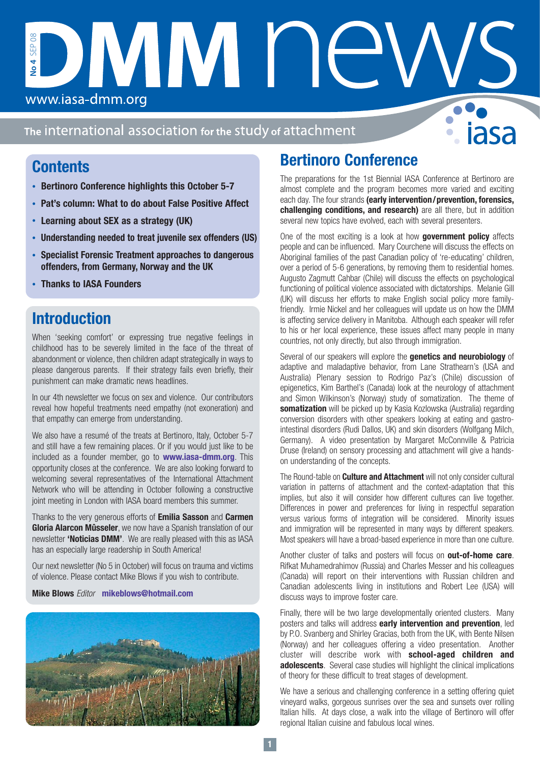# DMM news

No 4 SEP 08

www.iasa-dmm.org

The international association for the study of attachment

iasa

## Contents

- **Bertinoro Conference highlights this October 5-7**
- **Pat's column: What to do about False Positive Affect**
- **Learning about SEX as a strategy (UK)**
- **Understanding needed to treat juvenile sex offenders (US)**
- **Specialist Forensic Treatment approaches to dangerous offenders, from Germany, Norway and the UK**
- **Thanks to IASA Founders**

## Introduction

When 'seeking comfort' or expressing true negative feelings in childhood has to be severely limited in the face of the threat of abandonment or violence, then children adapt strategically in ways to please dangerous parents. If their strategy fails even briefly, their punishment can make dramatic news headlines.

In our 4th newsletter we focus on sex and violence. Our contributors reveal how hopeful treatments need empathy (not exoneration) and that empathy can emerge from understanding.

We also have a resumé of the treats at Bertinoro, Italy, October 5-7 and still have a few remaining places. Or if you would just like to be included as a founder member, go to **www.iasa-dmm.org**. This opportunity closes at the conference. We are also looking forward to welcoming several representatives of the International Attachment Network who will be attending in October following a constructive joint meeting in London with IASA board members this summer.

Thanks to the very generous efforts of **Emilia Sasson** and **Carmen Gloria Alarcon Mûsseler**, we now have a Spanish translation of our newsletter **'Noticias DMM'**. We are really pleased with this as IASA has an especially large readership in South America!

Our next newsletter (No 5 in October) will focus on trauma and victims of violence. Please contact Mike Blows if you wish to contribute.

**Mike Blows** *Editor* **mikeblows@hotmail.com**

## Bertinoro Conference

The preparations for the 1st Biennial IASA Conference at Bertinoro are almost complete and the program becomes more varied and exciting each day. The four strands **(early intervention/prevention, forensics, challenging conditions, and research)** are all there, but in addition several new topics have evolved, each with several presenters.

One of the most exciting is a look at how **government policy** affects people and can be influenced. Mary Courchene will discuss the effects on Aboriginal families of the past Canadian policy of 're-educating' children, over a period of 5-6 generations, by removing them to residential homes. Augusto Zagmutt Cahbar (Chile) will discuss the effects on psychological functioning of political violence associated with dictatorships. Melanie Gill (UK) will discuss her efforts to make English social policy more family-friendly. Irmie Nickel and her colleagues will update us on how the DMM is affecting service delivery in Manitoba. Although each speaker will refer to his or her local experience, these issues affect many people in many countries, not only directly, but also through immigration.

Several of our speakers will explore the **genetics and neurobiology** of adaptive and maladaptive behavior, from Lane Strathearn's (USA and Australia) Plenary session to Rodrigo Paz's (Chile) discussion of epigenetics, Kim Barthel's (Canada) look at the neurology of attachment and Simon Wilkinson's (Norway) study of somatization. The theme of **somatization** will be picked up by Kasia Kozlowska (Australia) regarding conversion disorders with other speakers looking at eating and gastro-intestinal disorders (Rudi Dallos, UK) and skin disorders (Wolfgang Milch, Germany). A video presentation by Margaret McConnville & Patricia Druse (Ireland) on sensory processing and attachment will give a hands-on understanding of the concepts.

The Round-table on **Culture and Attachment** will not only consider cultural variation in patterns of attachment and the context-adaptation that this implies, but also it will consider how different cultures can live together. Differences in power and preferences for living in respectful separation versus various forms of integration will be considered. Minority issues and immigration will be represented in many ways by different speakers. Most speakers will have a broad-based experience in more than one culture.

Another cluster of talks and posters will focus on **out-of-home care**. Rifkat Muhamedrahimov (Russia) and Charles Messer and his colleagues (Canada) will report on their interventions with Russian children and Canadian adolescents living in institutions and Robert Lee (USA) will discuss ways to improve foster care.

Finally, there will be two large developmentally oriented clusters. Many posters and talks will address **early intervention and prevention**, led by P.O. Svanberg and Shirley Gracias, both from the UK, with Bente Nilsen (Norway) and her colleagues offering a video presentation. Another cluster will describe work with **school-aged children and adolescents**. Several case studies will highlight the clinical implications of theory for these difficult to treat stages of development.

We have a serious and challenging conference in a setting offering quiet vineyard walks, gorgeous sunrises over the sea and sunsets over rolling Italian hills. At days close, a walk into the village of Bertinoro will offer regional Italian cuisine and fabulous local wines.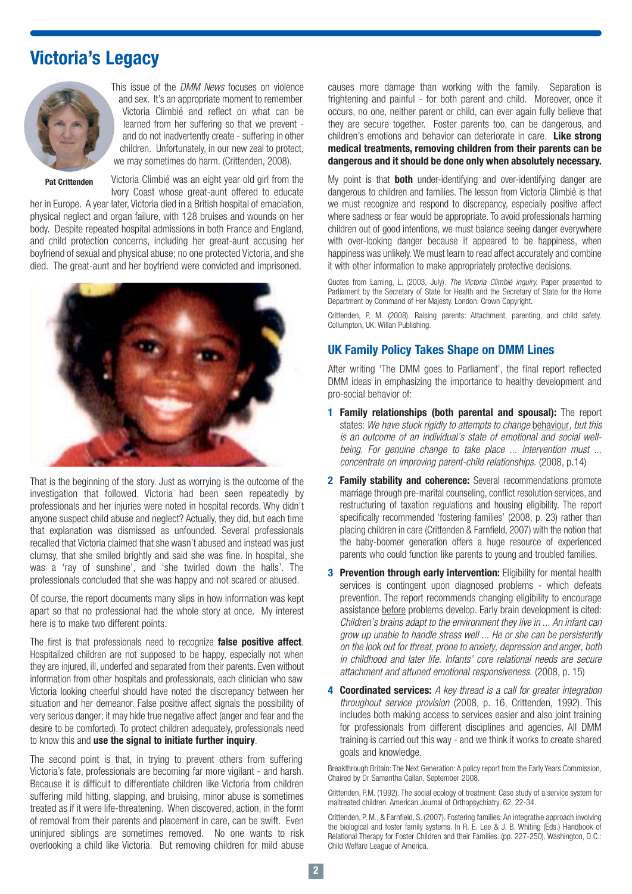## Victoria's Legacy

Pat Crittenden

This issue of the *DMM News* focuses on violence and sex. It's an appropriate moment to remember Victoria Climbié and reflect on what can be learned from her suffering so that we prevent - and do not inadvertently create - suffering in other children. Unfortunately, in our new zeal to protect, we may sometimes do harm. (Crittenden, 2008).

Victoria Climbié was an eight year old girl from the Ivory Coast whose great-aunt offered to educate her in Europe. A year later, Victoria died in a British hospital of emaciation, physical neglect and organ failure, with 128 bruises and wounds on her body. Despite repeated hospital admissions in both France and England, and child protection concerns, including her great-aunt accusing her boyfriend of sexual and physical abuse; no one protected Victoria, and she died. The great-aunt and her boyfriend were convicted and imprisoned.

That is the beginning of the story. Just as worrying is the outcome of the investigation that followed. Victoria had been seen repeatedly by professionals and her injuries were noted in hospital records. Why didn't anyone suspect child abuse and neglect? Actually, they did, but each time that explanation was dismissed as unfounded. Several professionals recalled that Victoria claimed that she wasn't abused and instead was just clumsy, that she smiled brightly and said she was fine. In hospital, she was a 'ray of sunshine', and 'she twirled down the halls'. The professionals concluded that she was happy and not scared or abused.

Of course, the report documents many slips in how information was kept apart so that no professional had the whole story at once. My interest here is to make two different points.

The first is that professionals need to recognize **false positive affect**. Hospitalized children are not supposed to be happy, especially not when they are injured, ill, underfed and separated from their parents. Even without information from other hospitals and professionals, each clinician who saw Victoria looking cheerful should have noted the discrepancy between her situation and her demeanor. False positive affect signals the possibility of very serious danger; it may hide true negative affect (anger and fear and the desire to be comforted). To protect children adequately, professionals need to know this and **use the signal to initiate further inquiry**.

The second point is that, in trying to prevent others from suffering Victoria's fate, professionals are becoming far more vigilant - and harsh. Because it is difficult to differentiate children like Victoria from children suffering mild hitting, slapping, and bruising, minor abuse is sometimes treated as if it were life-threatening. When discovered, action, in the form of removal from their parents and placement in care, can be swift. Even uninjured siblings are sometimes removed. No one wants to risk overlooking a child like Victoria. But removing children for mild abuse causes more damage than working with the family. Separation is frightening and painful - for both parent and child. Moreover, once it occurs, no one, neither parent or child, can ever again fully believe that they are secure together. Foster parents too, can be dangerous, and children's emotions and behavior can deteriorate in care. **Like strong medical treatments, removing children from their parents can be dangerous and it should be done only when absolutely necessary.**

My point is that **both** under-identifying and over-identifying danger are dangerous to children and families. The lesson from Victoria Climbié is that we must recognize and respond to discrepancy, especially positive affect where sadness or fear would be appropriate. To avoid professionals harming children out of good intentions, we must balance seeing danger everywhere with over-looking danger because it appeared to be happiness, when happiness was unlikely. We must learn to read affect accurately and combine it with other information to make appropriately protective decisions.

Quotes from Laming, L. (2003, July). *The Victoria Climbié inquiry.* Paper presented to Parliament by the Secretary of State for Health and the Secretary of State for the Home Department by Command of Her Majesty. London: Crown Copyright.

Crittenden, P. M. (2008). Raising parents: Attachment, parenting, and child safety. Collumpton, UK: Willan Publishing.

## UK Family Policy Takes Shape on DMM Lines

After writing 'The DMM goes to Parliament', the final report reflected DMM ideas in emphasizing the importance to healthy development and pro-social behavior of:

1. **Family relationships (both parental and spousal):** The report states: *We have stuck rigidly to attempts to change* behaviour, *but this is an outcome of an individual's state of emotional and social well-being. For genuine change to take place ... intervention must ... concentrate on improving parent-child relationships.* (2008, p.14)

2. **Family stability and coherence:** Several recommendations promote marriage through pre-marital counseling, conflict resolution services, and restructuring of taxation regulations and housing eligibility. The report specifically recommended 'fostering families' (2008, p. 23) rather than placing children in care (Crittenden & Farnfield, 2007) with the notion that the baby-boomer generation offers a huge resource of experienced parents who could function like parents to young and troubled families.

3. **Prevention through early intervention:** Eligibility for mental health services is contingent upon diagnosed problems - which defeats prevention. The report recommends changing eligibility to encourage assistance before problems develop. Early brain development is cited: *Children's brains adapt to the environment they live in ... An infant can grow up unable to handle stress well ... He or she can be persistently on the look out for threat, prone to anxiety, depression and anger, both in childhood and later life. Infants' core relational needs are secure attachment and attuned emotional responsiveness.* (2008, p. 15)

4. **Coordinated services:** *A key thread is a call for greater integration throughout service provision* (2008, p. 16, Crittenden, 1992). This includes both making access to services easier and also joint training for professionals from different disciplines and agencies. All DMM training is carried out this way - and we think it works to create shared goals and knowledge.

Breakthrough Britain: The Next Generation: A policy report from the Early Years Commission, Chaired by Dr Samantha Callan, September 2008.

Crittenden, P.M. (1992). The social ecology of treatment: Case study of a service system for maltreated children. American Journal of Orthopsychiatry, 62, 22-34.

Crittenden, P. M., & Farnfield, S. (2007). Fostering families: An integrative approach involving the biological and foster family systems. In R. E. Lee & J. B. Whiting (Eds.) Handbook of Relational Therapy for Foster Children and their Families. (pp. 227-250). Washington, D.C.: Child Welfare League of America.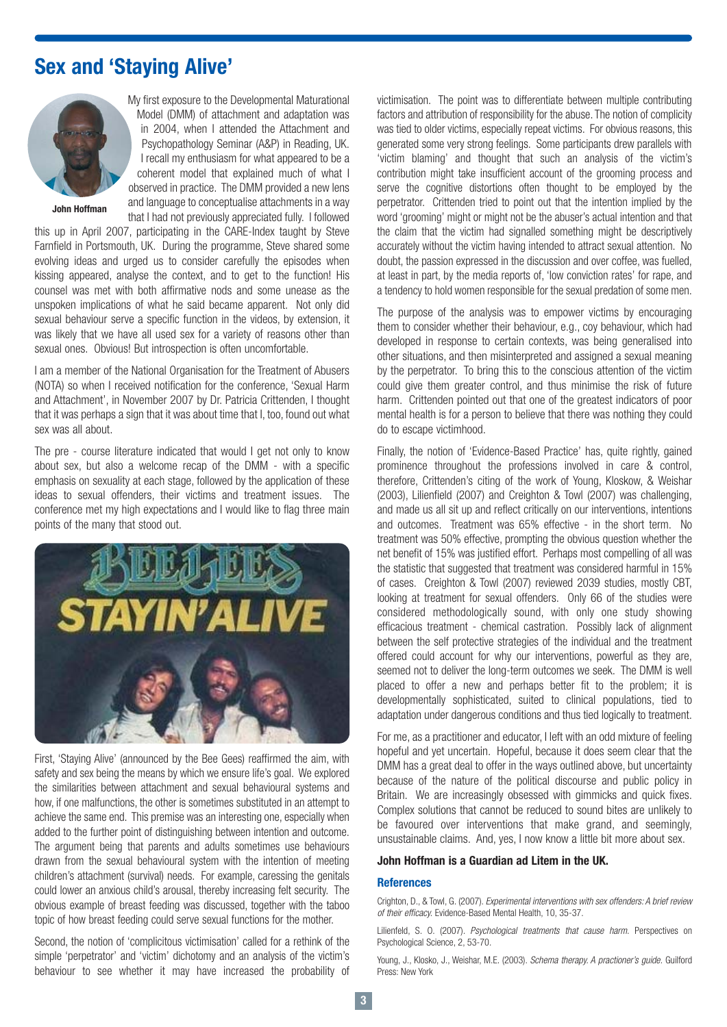# Sex and 'Staying Alive'

**John Hoffman**

My first exposure to the Developmental Maturational Model (DMM) of attachment and adaptation was in 2004, when I attended the Attachment and Psychopathology Seminar (A&P) in Reading, UK. I recall my enthusiasm for what appeared to be a coherent model that explained much of what I observed in practice. The DMM provided a new lens and language to conceptualise attachments in a way that I had not previously appreciated fully. I followed this up in April 2007, participating in the CARE-Index taught by Steve Farnfield in Portsmouth, UK. During the programme, Steve shared some evolving ideas and urged us to consider carefully the episodes when kissing appeared, analyse the context, and to get to the function! His counsel was met with both affirmative nods and some unease as the unspoken implications of what he said became apparent. Not only did sexual behaviour serve a specific function in the videos, by extension, it was likely that we have all used sex for a variety of reasons other than sexual ones. Obvious! But introspection is often uncomfortable.

I am a member of the National Organisation for the Treatment of Abusers (NOTA) so when I received notification for the conference, 'Sexual Harm and Attachment', in November 2007 by Dr. Patricia Crittenden, I thought that it was perhaps a sign that it was about time that I, too, found out what sex was all about.

The pre - course literature indicated that would I get not only to know about sex, but also a welcome recap of the DMM - with a specific emphasis on sexuality at each stage, followed by the application of these ideas to sexual offenders, their victims and treatment issues. The conference met my high expectations and I would like to flag three main points of the many that stood out.

First, 'Staying Alive' (announced by the Bee Gees) reaffirmed the aim, with safety and sex being the means by which we ensure life's goal. We explored the similarities between attachment and sexual behavioural systems and how, if one malfunctions, the other is sometimes substituted in an attempt to achieve the same end. This premise was an interesting one, especially when added to the further point of distinguishing between intention and outcome. The argument being that parents and adults sometimes use behaviours drawn from the sexual behavioural system with the intention of meeting children's attachment (survival) needs. For example, caressing the genitals could lower an anxious child's arousal, thereby increasing felt security. The obvious example of breast feeding was discussed, together with the taboo topic of how breast feeding could serve sexual functions for the mother.

Second, the notion of 'complicitous victimisation' called for a rethink of the simple 'perpetrator' and 'victim' dichotomy and an analysis of the victim's behaviour to see whether it may have increased the probability of victimisation. The point was to differentiate between multiple contributing factors and attribution of responsibility for the abuse. The notion of complicity was tied to older victims, especially repeat victims. For obvious reasons, this generated some very strong feelings. Some participants drew parallels with 'victim blaming' and thought that such an analysis of the victim's contribution might take insufficient account of the grooming process and serve the cognitive distortions often thought to be employed by the perpetrator. Crittenden tried to point out that the intention implied by the word 'grooming' might or might not be the abuser's actual intention and that the claim that the victim had signalled something might be descriptively accurately without the victim having intended to attract sexual attention. No doubt, the passion expressed in the discussion and over coffee, was fuelled, at least in part, by the media reports of, 'low conviction rates' for rape, and a tendency to hold women responsible for the sexual predation of some men.

The purpose of the analysis was to empower victims by encouraging them to consider whether their behaviour, e.g., coy behaviour, which had developed in response to certain contexts, was being generalised into other situations, and then misinterpreted and assigned a sexual meaning by the perpetrator. To bring this to the conscious attention of the victim could give them greater control, and thus minimise the risk of future harm. Crittenden pointed out that one of the greatest indicators of poor mental health is for a person to believe that there was nothing they could do to escape victimhood.

Finally, the notion of 'Evidence-Based Practice' has, quite rightly, gained prominence throughout the professions involved in care & control, therefore, Crittenden's citing of the work of Young, Kloskow, & Weishar (2003), Lilienfield (2007) and Creighton & Towl (2007) was challenging, and made us all sit up and reflect critically on our interventions, intentions and outcomes. Treatment was 65% effective - in the short term. No treatment was 50% effective, prompting the obvious question whether the net benefit of 15% was justified effort. Perhaps most compelling of all was the statistic that suggested that treatment was considered harmful in 15% of cases. Creighton & Towl (2007) reviewed 2039 studies, mostly CBT, looking at treatment for sexual offenders. Only 66 of the studies were considered methodologically sound, with only one study showing efficacious treatment - chemical castration. Possibly lack of alignment between the self protective strategies of the individual and the treatment offered could account for why our interventions, powerful as they are, seemed not to deliver the long-term outcomes we seek. The DMM is well placed to offer a new and perhaps better fit to the problem; it is developmentally sophisticated, suited to clinical populations, tied to adaptation under dangerous conditions and thus tied logically to treatment.

For me, as a practitioner and educator, I left with an odd mixture of feeling hopeful and yet uncertain. Hopeful, because it does seem clear that the DMM has a great deal to offer in the ways outlined above, but uncertainty because of the nature of the political discourse and public policy in Britain. We are increasingly obsessed with gimmicks and quick fixes. Complex solutions that cannot be reduced to sound bites are unlikely to be favoured over interventions that make grand, and seemingly, unsustainable claims. And, yes, I now know a little bit more about sex.

**John Hoffman is a Guardian ad Litem in the UK.**

## References

Crighton, D., & Towl, G. (2007). *Experimental interventions with sex offenders: A brief review of their efficacy.* Evidence-Based Mental Health, 10, 35-37.

Lilienfeld, S. O. (2007). *Psychological treatments that cause harm.* Perspectives on Psychological Science, 2, 53-70.

Young, J., Klosko, J., Weishar, M.E. (2003). *Schema therapy. A practioner's guide.* Guilford Press: New York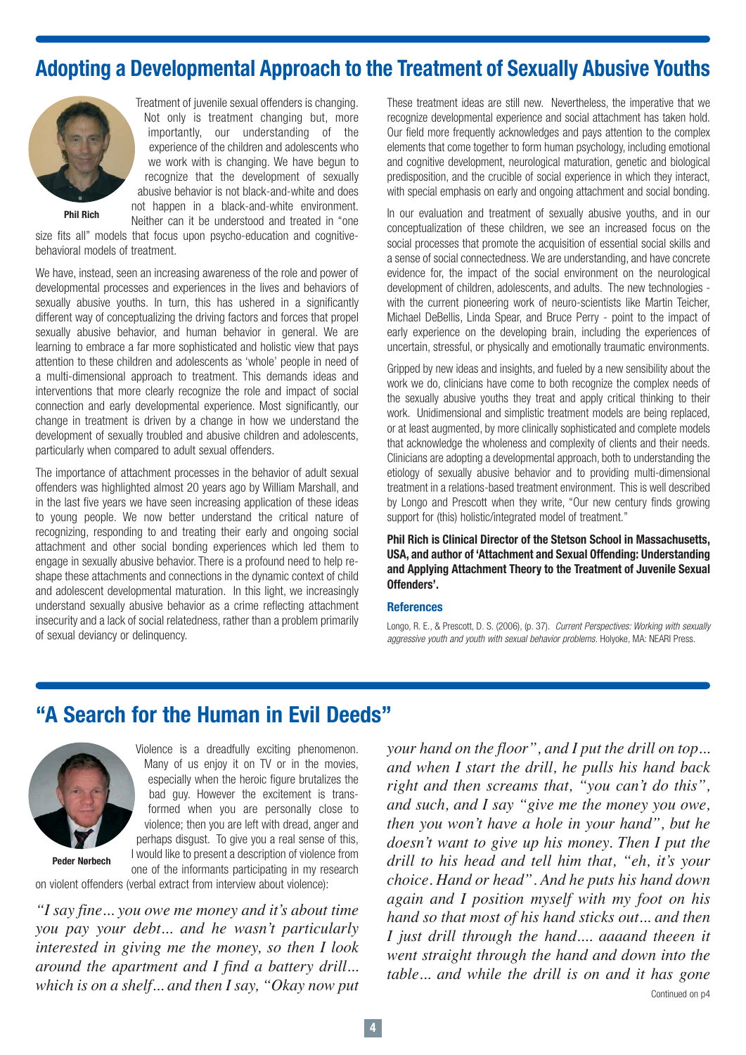## Adopting a Developmental Approach to the Treatment of Sexually Abusive Youths

**Phil Rich**

Treatment of juvenile sexual offenders is changing. Not only is treatment changing but, more importantly, our understanding of the experience of the children and adolescents who we work with is changing. We have begun to recognize that the development of sexually abusive behavior is not black-and-white and does not happen in a black-and-white environment. Neither can it be understood and treated in "one size fits all" models that focus upon psycho-education and cognitive-behavioral models of treatment.

We have, instead, seen an increasing awareness of the role and power of developmental processes and experiences in the lives and behaviors of sexually abusive youths. In turn, this has ushered in a significantly different way of conceptualizing the driving factors and forces that propel sexually abusive behavior, and human behavior in general. We are learning to embrace a far more sophisticated and holistic view that pays attention to these children and adolescents as 'whole' people in need of a multi-dimensional approach to treatment. This demands ideas and interventions that more clearly recognize the role and impact of social connection and early developmental experience. Most significantly, our change in treatment is driven by a change in how we understand the development of sexually troubled and abusive children and adolescents, particularly when compared to adult sexual offenders.

The importance of attachment processes in the behavior of adult sexual offenders was highlighted almost 20 years ago by William Marshall, and in the last five years we have seen increasing application of these ideas to young people. We now better understand the critical nature of recognizing, responding to and treating their early and ongoing social attachment and other social bonding experiences which led them to engage in sexually abusive behavior. There is a profound need to help re-shape these attachments and connections in the dynamic context of child and adolescent developmental maturation. In this light, we increasingly understand sexually abusive behavior as a crime reflecting attachment insecurity and a lack of social relatedness, rather than a problem primarily of sexual deviancy or delinquency.

These treatment ideas are still new. Nevertheless, the imperative that we recognize developmental experience and social attachment has taken hold. Our field more frequently acknowledges and pays attention to the complex elements that come together to form human psychology, including emotional and cognitive development, neurological maturation, genetic and biological predisposition, and the crucible of social experience in which they interact, with special emphasis on early and ongoing attachment and social bonding.

In our evaluation and treatment of sexually abusive youths, and in our conceptualization of these children, we see an increased focus on the social processes that promote the acquisition of essential social skills and a sense of social connectedness. We are understanding, and have concrete evidence for, the impact of the social environment on the neurological development of children, adolescents, and adults. The new technologies - with the current pioneering work of neuro-scientists like Martin Teicher, Michael DeBellis, Linda Spear, and Bruce Perry - point to the impact of early experience on the developing brain, including the experiences of uncertain, stressful, or physically and emotionally traumatic environments.

Gripped by new ideas and insights, and fueled by a new sensibility about the work we do, clinicians have come to both recognize the complex needs of the sexually abusive youths they treat and apply critical thinking to their work. Unidimensional and simplistic treatment models are being replaced, or at least augmented, by more clinically sophisticated and complete models that acknowledge the wholeness and complexity of clients and their needs. Clinicians are adopting a developmental approach, both to understanding the etiology of sexually abusive behavior and to providing multi-dimensional treatment in a relations-based treatment environment. This is well described by Longo and Prescott when they write, "Our new century finds growing support for (this) holistic/integrated model of treatment."

**Phil Rich is Clinical Director of the Stetson School in Massachusetts, USA, and author of 'Attachment and Sexual Offending: Understanding and Applying Attachment Theory to the Treatment of Juvenile Sexual Offenders'.**

### References

Longo, R. E., & Prescott, D. S. (2006), (p. 37). *Current Perspectives: Working with sexually aggressive youth and youth with sexual behavior problems.* Holyoke, MA: NEARI Press.

## "A Search for the Human in Evil Deeds"

**Peder Nørbech**

Violence is a dreadfully exciting phenomenon. Many of us enjoy it on TV or in the movies, especially when the heroic figure brutalizes the bad guy. However the excitement is transformed when you are personally close to violence; then you are left with dread, anger and perhaps disgust. To give you a real sense of this, I would like to present a description of violence from one of the informants participating in my research on violent offenders (verbal extract from interview about violence):

*"I say fine… you owe me money and it's about time you pay your debt… and he wasn't particularly interested in giving me the money, so then I look around the apartment and I find a battery drill… which is on a shelf… and then I say, "Okay now put your hand on the floor", and I put the drill on top… and when I start the drill, he pulls his hand back right and then screams that, "you can't do this", and such, and I say "give me the money you owe, then you won't have a hole in your hand", but he doesn't want to give up his money. Then I put the drill to his head and tell him that, "eh, it's your choice. Hand or head". And he puts his hand down again and I position myself with my foot on his hand so that most of his hand sticks out… and then I just drill through the hand…. aaaand theeen it went straight through the hand and down into the table… and while the drill is on and it has gone*

Continued on p4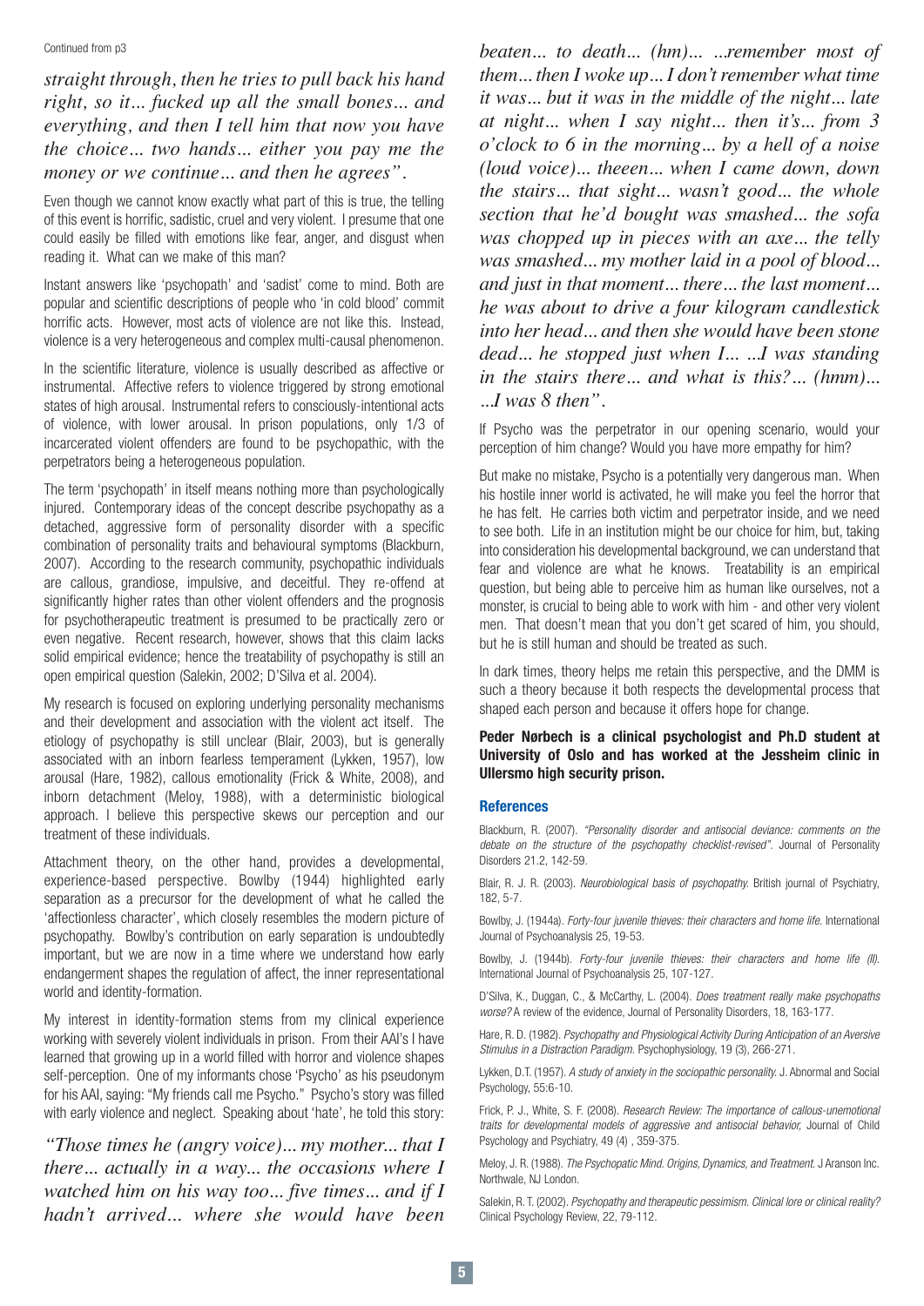Continued from p3

*straight through, then he tries to pull back his hand right, so it... fucked up all the small bones... and everything, and then I tell him that now you have the choice... two hands... either you pay me the money or we continue... and then he agrees".*

Even though we cannot know exactly what part of this is true, the telling of this event is horrific, sadistic, cruel and very violent. I presume that one could easily be filled with emotions like fear, anger, and disgust when reading it. What can we make of this man?

Instant answers like 'psychopath' and 'sadist' come to mind. Both are popular and scientific descriptions of people who 'in cold blood' commit horrific acts. However, most acts of violence are not like this. Instead, violence is a very heterogeneous and complex multi-causal phenomenon.

In the scientific literature, violence is usually described as affective or instrumental. Affective refers to violence triggered by strong emotional states of high arousal. Instrumental refers to consciously-intentional acts of violence, with lower arousal. In prison populations, only 1/3 of incarcerated violent offenders are found to be psychopathic, with the perpetrators being a heterogeneous population.

The term 'psychopath' in itself means nothing more than psychologically injured. Contemporary ideas of the concept describe psychopathy as a detached, aggressive form of personality disorder with a specific combination of personality traits and behavioural symptoms (Blackburn, 2007). According to the research community, psychopathic individuals are callous, grandiose, impulsive, and deceitful. They re-offend at significantly higher rates than other violent offenders and the prognosis for psychotherapeutic treatment is presumed to be practically zero or even negative. Recent research, however, shows that this claim lacks solid empirical evidence; hence the treatability of psychopathy is still an open empirical question (Salekin, 2002; D'Silva et al. 2004).

My research is focused on exploring underlying personality mechanisms and their development and association with the violent act itself. The etiology of psychopathy is still unclear (Blair, 2003), but is generally associated with an inborn fearless temperament (Lykken, 1957), low arousal (Hare, 1982), callous emotionality (Frick & White, 2008), and inborn detachment (Meloy, 1988), with a deterministic biological approach. I believe this perspective skews our perception and our treatment of these individuals.

Attachment theory, on the other hand, provides a developmental, experience-based perspective. Bowlby (1944) highlighted early separation as a precursor for the development of what he called the 'affectionless character', which closely resembles the modern picture of psychopathy. Bowlby's contribution on early separation is undoubtedly important, but we are now in a time where we understand how early endangerment shapes the regulation of affect, the inner representational world and identity-formation.

My interest in identity-formation stems from my clinical experience working with severely violent individuals in prison. From their AAI's I have learned that growing up in a world filled with horror and violence shapes self-perception. One of my informants chose 'Psycho' as his pseudonym for his AAI, saying: "My friends call me Psycho." Psycho's story was filled with early violence and neglect. Speaking about 'hate', he told this story:

*"Those times he (angry voice)... my mother... that I there... actually in a way... the occasions where I watched him on his way too... five times... and if I hadn't arrived... where she would have been beaten... to death... (hm)... ...remember most of them... then I woke up... I don't remember what time it was... but it was in the middle of the night... late at night... when I say night... then it's... from 3 o'clock to 6 in the morning... by a hell of a noise (loud voice)... theeen... when I came down, down the stairs... that sight... wasn't good... the whole section that he'd bought was smashed... the sofa was chopped up in pieces with an axe... the telly was smashed... my mother laid in a pool of blood... and just in that moment... there... the last moment... he was about to drive a four kilogram candlestick into her head... and then she would have been stone dead... he stopped just when I... ...I was standing in the stairs there... and what is this?... (hmm)... ...I was 8 then".*

If Psycho was the perpetrator in our opening scenario, would your perception of him change? Would you have more empathy for him?

But make no mistake, Psycho is a potentially very dangerous man. When his hostile inner world is activated, he will make you feel the horror that he has felt. He carries both victim and perpetrator inside, and we need to see both. Life in an institution might be our choice for him, but, taking into consideration his developmental background, we can understand that fear and violence are what he knows. Treatability is an empirical question, but being able to perceive him as human like ourselves, not a monster, is crucial to being able to work with him - and other very violent men. That doesn't mean that you don't get scared of him, you should, but he is still human and should be treated as such.

In dark times, theory helps me retain this perspective, and the DMM is such a theory because it both respects the developmental process that shaped each person and because it offers hope for change.

**Peder Nørbech is a clinical psychologist and Ph.D student at University of Oslo and has worked at the Jessheim clinic in Ullersmo high security prison.**

## References

Blackburn, R. (2007). *"Personality disorder and antisocial deviance: comments on the debate on the structure of the psychopathy checklist-revised".* Journal of Personality Disorders 21.2, 142-59.

Blair, R. J. R. (2003). *Neurobiological basis of psychopathy.* British journal of Psychiatry, 182, 5-7.

Bowlby, J. (1944a). *Forty-four juvenile thieves: their characters and home life.* International Journal of Psychoanalysis 25, 19-53.

Bowlby, J. (1944b). *Forty-four juvenile thieves: their characters and home life (II).* International Journal of Psychoanalysis 25, 107-127.

D'Silva, K., Duggan, C., & McCarthy, L. (2004). *Does treatment really make psychopaths worse?* A review of the evidence, Journal of Personality Disorders, 18, 163-177.

Hare, R. D. (1982). *Psychopathy and Physiological Activity During Anticipation of an Aversive Stimulus in a Distraction Paradigm.* Psychophysiology, 19 (3), 266-271.

Lykken, D.T. (1957). *A study of anxiety in the sociopathic personality.* J. Abnormal and Social Psychology, 55:6-10.

Frick, P. J., White, S. F. (2008). *Research Review: The importance of callous-unemotional traits for developmental models of aggressive and antisocial behavior,* Journal of Child Psychology and Psychiatry, 49 (4) , 359-375.

Meloy, J. R. (1988). *The Psychopatic Mind. Origins, Dynamics, and Treatment.* J Aranson Inc. Northwale, NJ London.

Salekin, R. T. (2002). *Psychopathy and therapeutic pessimism. Clinical lore or clinical reality?* Clinical Psychology Review, 22, 79-112.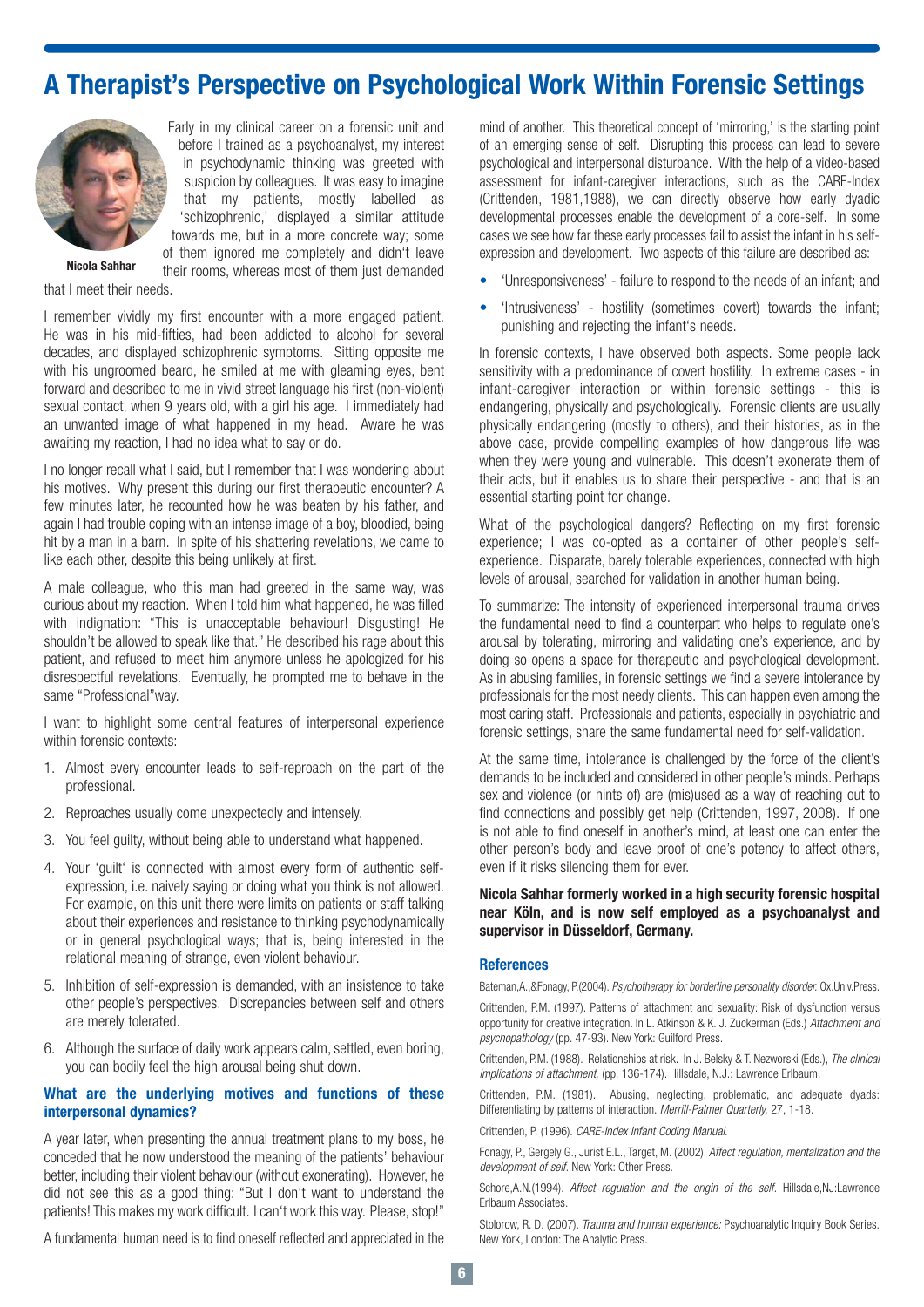# A Therapist's Perspective on Psychological Work Within Forensic Settings

**Nicola Sahhar**

Early in my clinical career on a forensic unit and before I trained as a psychoanalyst, my interest in psychodynamic thinking was greeted with suspicion by colleagues. It was easy to imagine that my patients, mostly labelled as 'schizophrenic,' displayed a similar attitude towards me, but in a more concrete way; some of them ignored me completely and didn't leave their rooms, whereas most of them just demanded that I meet their needs.

I remember vividly my first encounter with a more engaged patient. He was in his mid-fifties, had been addicted to alcohol for several decades, and displayed schizophrenic symptoms. Sitting opposite me with his ungroomed beard, he smiled at me with gleaming eyes, bent forward and described to me in vivid street language his first (non-violent) sexual contact, when 9 years old, with a girl his age. I immediately had an unwanted image of what happened in my head. Aware he was awaiting my reaction, I had no idea what to say or do.

I no longer recall what I said, but I remember that I was wondering about his motives. Why present this during our first therapeutic encounter? A few minutes later, he recounted how he was beaten by his father, and again I had trouble coping with an intense image of a boy, bloodied, being hit by a man in a barn. In spite of his shattering revelations, we came to like each other, despite this being unlikely at first.

A male colleague, who this man had greeted in the same way, was curious about my reaction. When I told him what happened, he was filled with indignation: "This is unacceptable behaviour! Disgusting! He shouldn't be allowed to speak like that." He described his rage about this patient, and refused to meet him anymore unless he apologized for his disrespectful revelations. Eventually, he prompted me to behave in the same "Professional"way.

I want to highlight some central features of interpersonal experience within forensic contexts:

1. Almost every encounter leads to self-reproach on the part of the professional.
2. Reproaches usually come unexpectedly and intensely.
3. You feel guilty, without being able to understand what happened.
4. Your 'guilt' is connected with almost every form of authentic self-expression, i.e. naively saying or doing what you think is not allowed. For example, on this unit there were limits on patients or staff talking about their experiences and resistance to thinking psychodynamically or in general psychological ways; that is, being interested in the relational meaning of strange, even violent behaviour.
5. Inhibition of self-expression is demanded, with an insistence to take other people's perspectives. Discrepancies between self and others are merely tolerated.
6. Although the surface of daily work appears calm, settled, even boring, you can bodily feel the high arousal being shut down.

### What are the underlying motives and functions of these interpersonal dynamics?

A year later, when presenting the annual treatment plans to my boss, he conceded that he now understood the meaning of the patients' behaviour better, including their violent behaviour (without exonerating). However, he did not see this as a good thing: "But I don't want to understand the patients! This makes my work difficult. I can't work this way. Please, stop!"

A fundamental human need is to find oneself reflected and appreciated in the mind of another. This theoretical concept of 'mirroring,' is the starting point of an emerging sense of self. Disrupting this process can lead to severe psychological and interpersonal disturbance. With the help of a video-based assessment for infant-caregiver interactions, such as the CARE-Index (Crittenden, 1981,1988), we can directly observe how early dyadic developmental processes enable the development of a core-self. In some cases we see how far these early processes fail to assist the infant in his self-expression and development. Two aspects of this failure are described as:

- 'Unresponsiveness' - failure to respond to the needs of an infant; and
- 'Intrusiveness' - hostility (sometimes covert) towards the infant; punishing and rejecting the infant's needs.

In forensic contexts, I have observed both aspects. Some people lack sensitivity with a predominance of covert hostility. In extreme cases - in infant-caregiver interaction or within forensic settings - this is endangering, physically and psychologically. Forensic clients are usually physically endangering (mostly to others), and their histories, as in the above case, provide compelling examples of how dangerous life was when they were young and vulnerable. This doesn't exonerate them of their acts, but it enables us to share their perspective - and that is an essential starting point for change.

What of the psychological dangers? Reflecting on my first forensic experience; I was co-opted as a container of other people's self-experience. Disparate, barely tolerable experiences, connected with high levels of arousal, searched for validation in another human being.

To summarize: The intensity of experienced interpersonal trauma drives the fundamental need to find a counterpart who helps to regulate one's arousal by tolerating, mirroring and validating one's experience, and by doing so opens a space for therapeutic and psychological development. As in abusing families, in forensic settings we find a severe intolerance by professionals for the most needy clients. This can happen even among the most caring staff. Professionals and patients, especially in psychiatric and forensic settings, share the same fundamental need for self-validation.

At the same time, intolerance is challenged by the force of the client's demands to be included and considered in other people's minds. Perhaps sex and violence (or hints of) are (mis)used as a way of reaching out to find connections and possibly get help (Crittenden, 1997, 2008). If one is not able to find oneself in another's mind, at least one can enter the other person's body and leave proof of one's potency to affect others, even if it risks silencing them for ever.

**Nicola Sahhar formerly worked in a high security forensic hospital near Köln, and is now self employed as a psychoanalyst and supervisor in Düsseldorf, Germany.**

### References

Bateman,A.,&Fonagy, P.(2004). *Psychotherapy for borderline personality disorder.* Ox.Univ.Press.

Crittenden, P.M. (1997). Patterns of attachment and sexuality: Risk of dysfunction versus opportunity for creative integration. In L. Atkinson & K. J. Zuckerman (Eds.) *Attachment and psychopathology* (pp. 47-93). New York: Guilford Press.

Crittenden, P.M. (1988). Relationships at risk. In J. Belsky & T. Nezworski (Eds.), *The clinical implications of attachment,* (pp. 136-174). Hillsdale, N.J.: Lawrence Erlbaum.

Crittenden, P.M. (1981). Abusing, neglecting, problematic, and adequate dyads: Differentiating by patterns of interaction. *Merrill-Palmer Quarterly,* 27, 1-18.

Crittenden, P. (1996). *CARE-Index Infant Coding Manual.*

Fonagy, P., Gergely G., Jurist E.L., Target, M. (2002). *Affect regulation, mentalization and the development of self.* New York: Other Press.

Schore,A.N.(1994). *Affect regulation and the origin of the self.* Hillsdale,NJ:Lawrence Erlbaum Associates.

Stolorow, R. D. (2007). *Trauma and human experience:* Psychoanalytic Inquiry Book Series. New York, London: The Analytic Press.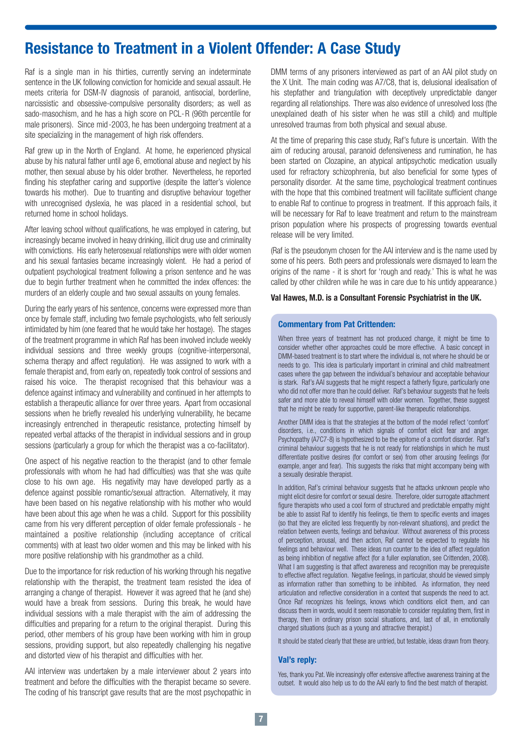# Resistance to Treatment in a Violent Offender: A Case Study

Raf is a single man in his thirties, currently serving an indeterminate sentence in the UK following conviction for homicide and sexual assault. He meets criteria for DSM-IV diagnosis of paranoid, antisocial, borderline, narcissistic and obsessive-compulsive personality disorders; as well as sado-masochism, and he has a high score on PCL-R (96th percentile for male prisoners). Since mid-2003, he has been undergoing treatment at a site specializing in the management of high risk offenders.

Raf grew up in the North of England. At home, he experienced physical abuse by his natural father until age 6, emotional abuse and neglect by his mother, then sexual abuse by his older brother. Nevertheless, he reported finding his stepfather caring and supportive (despite the latter's violence towards his mother). Due to truanting and disruptive behaviour together with unrecognised dyslexia, he was placed in a residential school, but returned home in school holidays.

After leaving school without qualifications, he was employed in catering, but increasingly became involved in heavy drinking, illicit drug use and criminality with convictions. His early heterosexual relationships were with older women and his sexual fantasies became increasingly violent. He had a period of outpatient psychological treatment following a prison sentence and he was due to begin further treatment when he committed the index offences: the murders of an elderly couple and two sexual assaults on young females.

During the early years of his sentence, concerns were expressed more than once by female staff, including two female psychologists, who felt seriously intimidated by him (one feared that he would take her hostage). The stages of the treatment programme in which Raf has been involved include weekly individual sessions and three weekly groups (cognitive-interpersonal, schema therapy and affect regulation). He was assigned to work with a female therapist and, from early on, repeatedly took control of sessions and raised his voice. The therapist recognised that this behaviour was a defence against intimacy and vulnerability and continued in her attempts to establish a therapeutic alliance for over three years. Apart from occasional sessions when he briefly revealed his underlying vulnerability, he became increasingly entrenched in therapeutic resistance, protecting himself by repeated verbal attacks of the therapist in individual sessions and in group sessions (particularly a group for which the therapist was a co-facilitator).

One aspect of his negative reaction to the therapist (and to other female professionals with whom he had had difficulties) was that she was quite close to his own age. His negativity may have developed partly as a defence against possible romantic/sexual attraction. Alternatively, it may have been based on his negative relationship with his mother who would have been about this age when he was a child. Support for this possibility came from his very different perception of older female professionals - he maintained a positive relationship (including acceptance of critical comments) with at least two older women and this may be linked with his more positive relationship with his grandmother as a child.

Due to the importance for risk reduction of his working through his negative relationship with the therapist, the treatment team resisted the idea of arranging a change of therapist. However it was agreed that he (and she) would have a break from sessions. During this break, he would have individual sessions with a male therapist with the aim of addressing the difficulties and preparing for a return to the original therapist. During this period, other members of his group have been working with him in group sessions, providing support, but also repeatedly challenging his negative and distorted view of his therapist and difficulties with her.

AAI interview was undertaken by a male interviewer about 2 years into treatment and before the difficulties with the therapist became so severe. The coding of his transcript gave results that are the most psychopathic in DMM terms of any prisoners interviewed as part of an AAI pilot study on the X Unit. The main coding was A7/C8, that is, delusional idealisation of his stepfather and triangulation with deceptively unpredictable danger regarding all relationships. There was also evidence of unresolved loss (the unexplained death of his sister when he was still a child) and multiple unresolved traumas from both physical and sexual abuse.

At the time of preparing this case study, Raf's future is uncertain. With the aim of reducing arousal, paranoid defensiveness and rumination, he has been started on Clozapine, an atypical antipsychotic medication usually used for refractory schizophrenia, but also beneficial for some types of personality disorder. At the same time, psychological treatment continues with the hope that this combined treatment will facilitate sufficient change to enable Raf to continue to progress in treatment. If this approach fails, it will be necessary for Raf to leave treatment and return to the mainstream prison population where his prospects of progressing towards eventual release will be very limited.

(Raf is the pseudonym chosen for the AAI interview and is the name used by some of his peers. Both peers and professionals were dismayed to learn the origins of the name - it is short for 'rough and ready.' This is what he was called by other children while he was in care due to his untidy appearance.)

**Val Hawes, M.D. is a Consultant Forensic Psychiatrist in the UK.**

### Commentary from Pat Crittenden:

When three years of treatment has not produced change, it might be time to consider whether other approaches could be more effective. A basic concept in DMM-based treatment is to start where the individual is, not where he should be or needs to go. This idea is particularly important in criminal and child maltreatment cases where the gap between the individual's behaviour and acceptable behaviour is stark. Raf's AAI suggests that he might respect a fatherly figure, particularly one who did not offer more than he could deliver. Raf's behaviour suggests that he feels safer and more able to reveal himself with older women. Together, these suggest that he might be ready for supportive, parent-like therapeutic relationships.

Another DMM idea is that the strategies at the bottom of the model reflect 'comfort' disorders, i.e., conditions in which signals of comfort elicit fear and anger. Psychopathy (A7C7-8) is hypothesized to be the epitome of a comfort disorder. Raf's criminal behaviour suggests that he is not ready for relationships in which he must differentiate positive desires (for comfort or sex) from other arousing feelings (for example, anger and fear). This suggests the risks that might accompany being with a sexually desirable therapist.

In addition, Raf's criminal behaviour suggests that he attacks unknown people who might elicit desire for comfort or sexual desire. Therefore, older surrogate attachment figure therapists who used a cool form of structured and predictable empathy might be able to assist Raf to identify his feelings, tie them to specific events and images (so that they are elicited less frequently by non-relevant situations), and predict the relation between events, feelings and behaviour. Without awareness of this process of perception, arousal, and then action, Raf cannot be expected to regulate his feelings and behaviour well. These ideas run counter to the idea of affect regulation as being inhibition of negative affect (for a fuller explanation, see Crittenden, 2008). What I am suggesting is that affect awareness and recognition may be prerequisite to effective affect regulation. Negative feelings, in particular, should be viewed simply as information rather than something to be inhibited. As information, they need articulation and reflective consideration in a context that suspends the need to act. Once Raf recognizes his feelings, knows which conditions elicit them, and can discuss them in words, would it seem reasonable to consider regulating them, first in therapy, then in ordinary prison social situations, and, last of all, in emotionally charged situations (such as a young and attractive therapist.)

It should be stated clearly that these are untried, but testable, ideas drawn from theory.

### Val's reply:

Yes, thank you Pat. We increasingly offer extensive affective awareness training at the outset. It would also help us to do the AAI early to find the best match of therapist.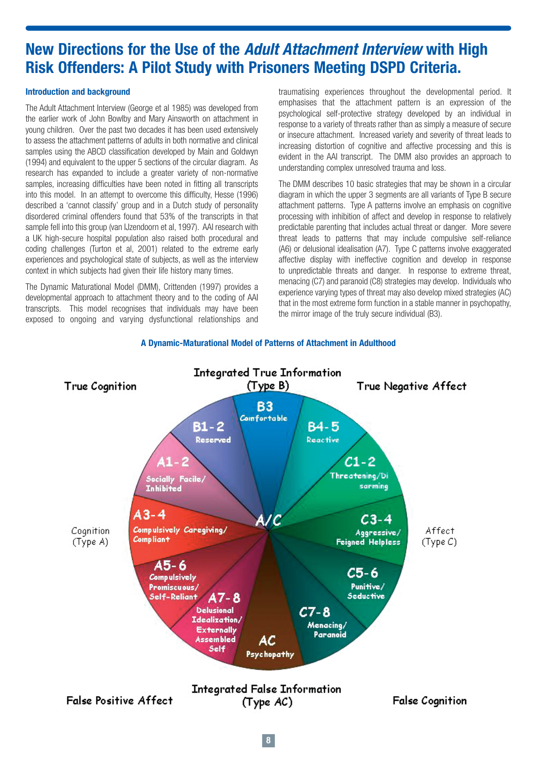# New Directions for the Use of the *Adult Attachment Interview* with High Risk Offenders: A Pilot Study with Prisoners Meeting DSPD Criteria.

### Introduction and background

The Adult Attachment Interview (George et al 1985) was developed from the earlier work of John Bowlby and Mary Ainsworth on attachment in young children. Over the past two decades it has been used extensively to assess the attachment patterns of adults in both normative and clinical samples using the ABCD classification developed by Main and Goldwyn (1994) and equivalent to the upper 5 sections of the circular diagram. As research has expanded to include a greater variety of non-normative samples, increasing difficulties have been noted in fitting all transcripts into this model. In an attempt to overcome this difficulty, Hesse (1996) described a 'cannot classify' group and in a Dutch study of personality disordered criminal offenders found that 53% of the transcripts in that sample fell into this group (van IJzendoorn et al, 1997). AAI research with a UK high-secure hospital population also raised both procedural and coding challenges (Turton et al, 2001) related to the extreme early experiences and psychological state of subjects, as well as the interview context in which subjects had given their life history many times.

The Dynamic Maturational Model (DMM), Crittenden (1997) provides a developmental approach to attachment theory and to the coding of AAI transcripts. This model recognises that individuals may have been exposed to ongoing and varying dysfunctional relationships and traumatising experiences throughout the developmental period. It emphasises that the attachment pattern is an expression of the psychological self-protective strategy developed by an individual in response to a variety of threats rather than as simply a measure of secure or insecure attachment. Increased variety and severity of threat leads to increasing distortion of cognitive and affective processing and this is evident in the AAI transcript. The DMM also provides an approach to understanding complex unresolved trauma and loss.

The DMM describes 10 basic strategies that may be shown in a circular diagram in which the upper 3 segments are all variants of Type B secure attachment patterns. Type A patterns involve an emphasis on cognitive processing with inhibition of affect and develop in response to relatively predictable parenting that includes actual threat or danger. More severe threat leads to patterns that may include compulsive self-reliance (A6) or delusional idealisation (A7). Type C patterns involve exaggerated affective display with ineffective cognition and develop in response to unpredictable threats and danger. In response to extreme threat, menacing (C7) and paranoid (C8) strategies may develop. Individuals who experience varying types of threat may also develop mixed strategies (AC) that in the most extreme form function in a stable manner in psychopathy, the mirror image of the truly secure individual (B3).

**A Dynamic-Maturational Model of Patterns of Attachment in Adulthood**

Integrated True Information (Type B)

True Cognition — True Negative Affect

Cognition (Type A) — Affect (Type C)

False Positive Affect — False Cognition

Integrated False Information (Type AC)

- B3 Comfortable
- B1-2 Reserved
- B4-5 Reactive
- A1-2 Socially Facile/Inhibited
- C1-2 Threatening/Disarming
- A3-4 Compulsively Caregiving/Compliant
- C3-4 Aggressive/Feigned Helpless
- A5-6 Compulsively Promiscuous/Self-Reliant
- C5-6 Punitive/Seductive
- A7-8 Delusional Idealization/Externally Assembled Self
- C7-8 Menacing/Paranoid
- AC Psychopathy
- A/C (centre)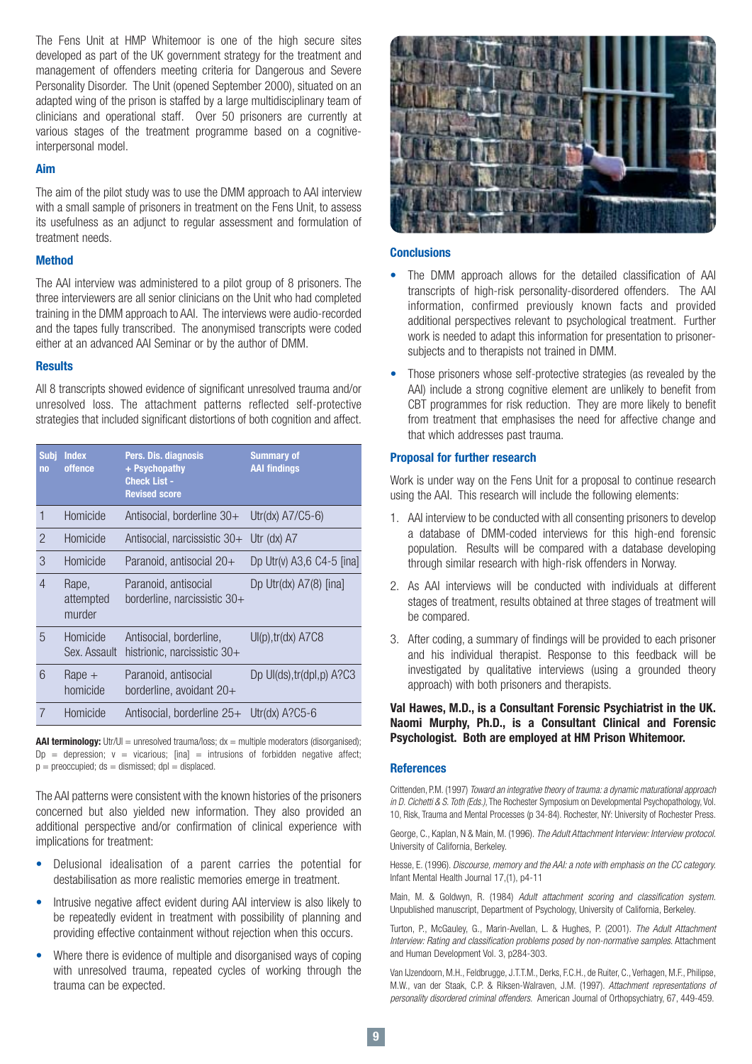The Fens Unit at HMP Whitemoor is one of the high secure sites developed as part of the UK government strategy for the treatment and management of offenders meeting criteria for Dangerous and Severe Personality Disorder. The Unit (opened September 2000), situated on an adapted wing of the prison is staffed by a large multidisciplinary team of clinicians and operational staff. Over 50 prisoners are currently at various stages of the treatment programme based on a cognitive-interpersonal model.

### Aim

The aim of the pilot study was to use the DMM approach to AAI interview with a small sample of prisoners in treatment on the Fens Unit, to assess its usefulness as an adjunct to regular assessment and formulation of treatment needs.

### Method

The AAI interview was administered to a pilot group of 8 prisoners. The three interviewers are all senior clinicians on the Unit who had completed training in the DMM approach to AAI. The interviews were audio-recorded and the tapes fully transcribed. The anonymised transcripts were coded either at an advanced AAI Seminar or by the author of DMM.

### Results

All 8 transcripts showed evidence of significant unresolved trauma and/or unresolved loss. The attachment patterns reflected self-protective strategies that included significant distortions of both cognition and affect.

| Subj no | Index offence | Pers. Dis. diagnosis + Psychopathy Check List - Revised score | Summary of AAI findings |
|---|---|---|---|
| 1 | Homicide | Antisocial, borderline 30+ | Utr(dx) A7/C5-6) |
| 2 | Homicide | Antisocial, narcissistic 30+ | Utr (dx) A7 |
| 3 | Homicide | Paranoid, antisocial 20+ | Dp Utr(v) A3,6 C4-5 [ina] |
| 4 | Rape, attempted murder | Paranoid, antisocial borderline, narcissistic 30+ | Dp Utr(dx) A7(8) [ina] |
| 5 | Homicide Sex. Assault | Antisocial, borderline, histrionic, narcissistic 30+ | Ul(p),tr(dx) A7C8 |
| 6 | Rape + homicide | Paranoid, antisocial borderline, avoidant 20+ | Dp Ul(ds),tr(dpl,p) A?C3 |
| 7 | Homicide | Antisocial, borderline 25+ | Utr(dx) A?C5-6 |

**AAI terminology:** Utr/Ul = unresolved trauma/loss; dx = multiple moderators (disorganised); Dp = depression; v = vicarious; [ina] = intrusions of forbidden negative affect; p = preoccupied; ds = dismissed; dpl = displaced.

The AAI patterns were consistent with the known histories of the prisoners concerned but also yielded new information. They also provided an additional perspective and/or confirmation of clinical experience with implications for treatment:

- Delusional idealisation of a parent carries the potential for destabilisation as more realistic memories emerge in treatment.
- Intrusive negative affect evident during AAI interview is also likely to be repeatedly evident in treatment with possibility of planning and providing effective containment without rejection when this occurs.
- Where there is evidence of multiple and disorganised ways of coping with unresolved trauma, repeated cycles of working through the trauma can be expected.

### Conclusions

- The DMM approach allows for the detailed classification of AAI transcripts of high-risk personality-disordered offenders. The AAI information, confirmed previously known facts and provided additional perspectives relevant to psychological treatment. Further work is needed to adapt this information for presentation to prisoner-subjects and to therapists not trained in DMM.
- Those prisoners whose self-protective strategies (as revealed by the AAI) include a strong cognitive element are unlikely to benefit from CBT programmes for risk reduction. They are more likely to benefit from treatment that emphasises the need for affective change and that which addresses past trauma.

### Proposal for further research

Work is under way on the Fens Unit for a proposal to continue research using the AAI. This research will include the following elements:

1. AAI interview to be conducted with all consenting prisoners to develop a database of DMM-coded interviews for this high-end forensic population. Results will be compared with a database developing through similar research with high-risk offenders in Norway.
2. As AAI interviews will be conducted with individuals at different stages of treatment, results obtained at three stages of treatment will be compared.
3. After coding, a summary of findings will be provided to each prisoner and his individual therapist. Response to this feedback will be investigated by qualitative interviews (using a grounded theory approach) with both prisoners and therapists.

**Val Hawes, M.D., is a Consultant Forensic Psychiatrist in the UK. Naomi Murphy, Ph.D., is a Consultant Clinical and Forensic Psychologist. Both are employed at HM Prison Whitemoor.**

### References

Crittenden, P.M. (1997) *Toward an integrative theory of trauma: a dynamic maturational approach in D. Cichetti & S. Toth (Eds.),* The Rochester Symposium on Developmental Psychopathology, Vol. 10, Risk, Trauma and Mental Processes (p 34-84). Rochester, NY: University of Rochester Press.

George, C., Kaplan, N & Main, M. (1996). *The Adult Attachment Interview: Interview protocol.* University of California, Berkeley.

Hesse, E. (1996). *Discourse, memory and the AAI: a note with emphasis on the CC category.* Infant Mental Health Journal 17,(1), p4-11

Main, M. & Goldwyn, R. (1984) *Adult attachment scoring and classification system.* Unpublished manuscript, Department of Psychology, University of California, Berkeley.

Turton, P., McGauley, G., Marin-Avellan, L. & Hughes, P. (2001). *The Adult Attachment Interview: Rating and classification problems posed by non-normative samples.* Attachment and Human Development Vol. 3, p284-303.

Van IJzendoorn, M.H., Feldbrugge, J.T.T.M., Derks, F.C.H., de Ruiter, C., Verhagen, M.F., Philipse, M.W., van der Staak, C.P. & Riksen-Walraven, J.M. (1997). *Attachment representations of personality disordered criminal offenders.* American Journal of Orthopsychiatry, 67, 449-459.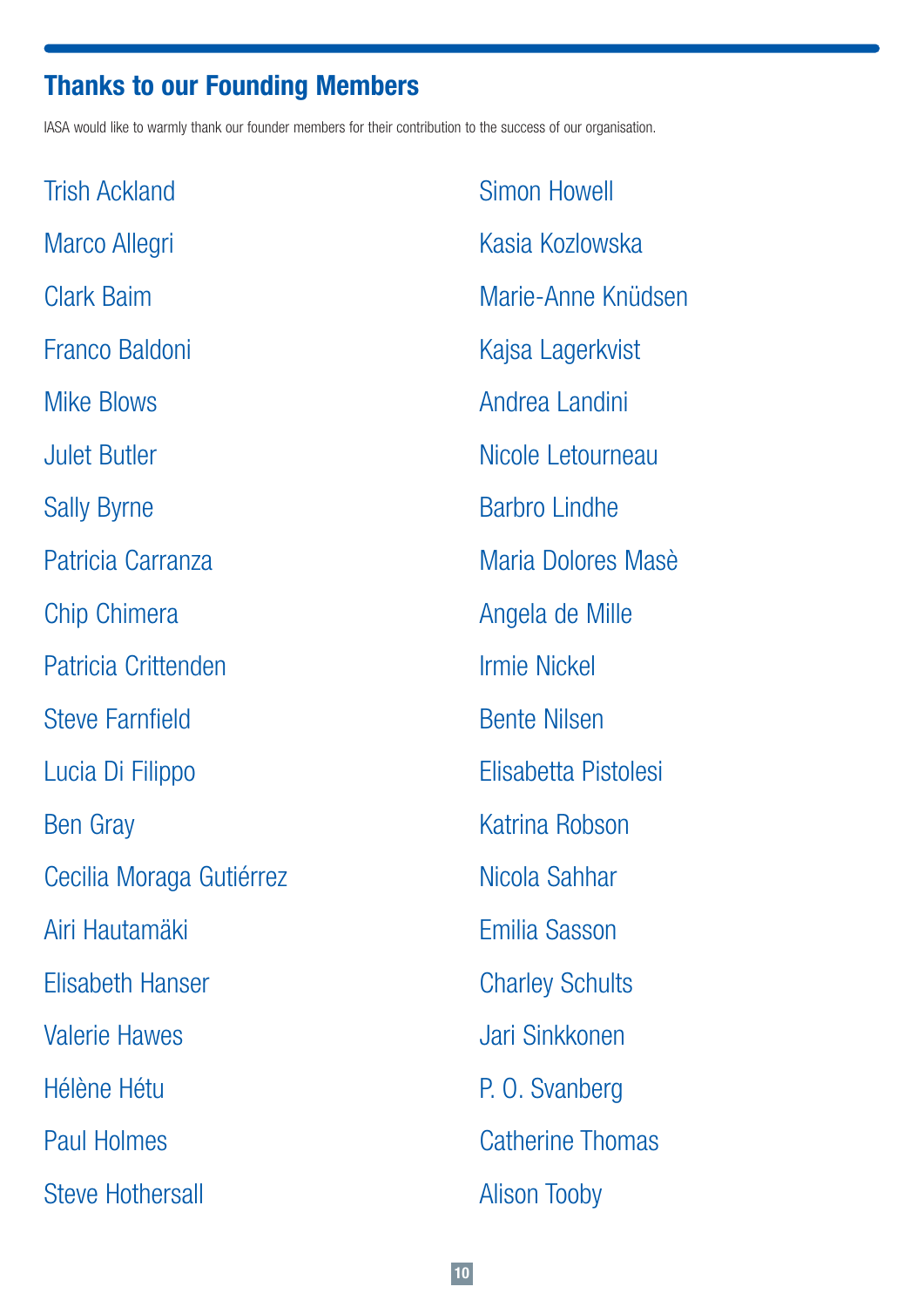## Thanks to our Founding Members

IASA would like to warmly thank our founder members for their contribution to the success of our organisation.

Trish Ackland

Marco Allegri

Clark Baim

Franco Baldoni

Mike Blows

Julet Butler

Sally Byrne

Patricia Carranza

Chip Chimera

Patricia Crittenden

Steve Farnfield

Lucia Di Filippo

Ben Gray

Cecilia Moraga Gutiérrez

Airi Hautamäki

Elisabeth Hanser

Valerie Hawes

Hélène Hétu

Paul Holmes

Steve Hothersall

Simon Howell

Kasia Kozlowska

Marie-Anne Knüdsen

Kajsa Lagerkvist

Andrea Landini

Nicole Letourneau

Barbro Lindhe

Maria Dolores Masè

Angela de Mille

Irmie Nickel

Bente Nilsen

Elisabetta Pistolesi

Katrina Robson

Nicola Sahhar

Emilia Sasson

Charley Schults

Jari Sinkkonen

P. O. Svanberg

Catherine Thomas

Alison Tooby